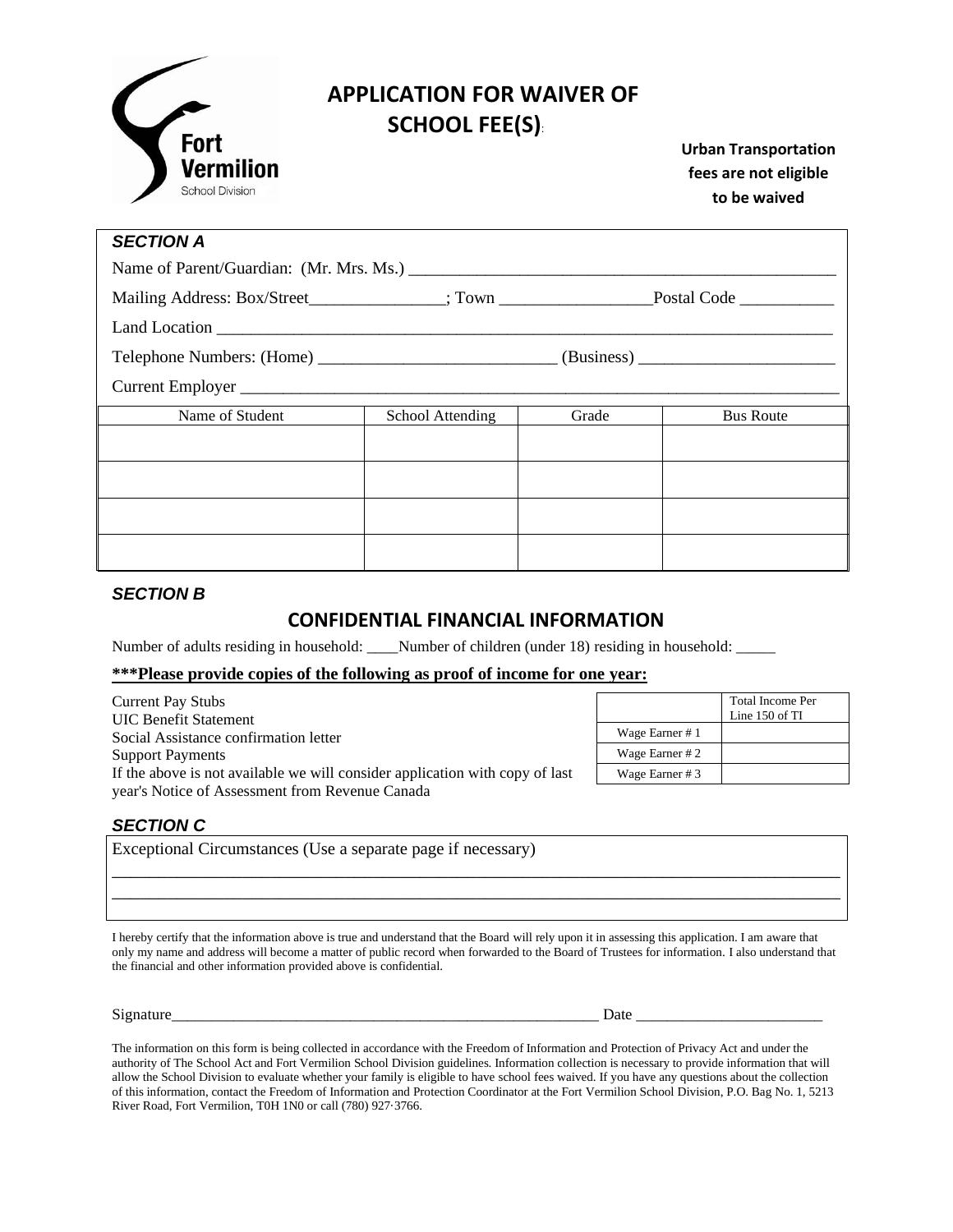Fort Vermilion School Division

# APPLICATION FOR WAIVER OF SCHOOL FEE(S):

**Urban Transportation fees are not eligible to be waived**

***SECTION A***

Name of Parent/Guardian: (Mr. Mrs. Ms.) ___________________________________________________

Mailing Address: Box/Street_______________; Town _________________Postal Code ___________

Land Location ___________________________________________________________________________

Telephone Numbers: (Home) ___________________________ (Business) ______________________

Current Employer _________________________________________________________________________

| Name of Student | School Attending | Grade | Bus Route |
|---|---|---|---|
| | | | |
| | | | |
| | | | |
| | | | |

***SECTION B***

## CONFIDENTIAL FINANCIAL INFORMATION

Number of adults residing in household: ____Number of children (under 18) residing in household: _____

**\*\*\*Please provide copies of the following as proof of income for one year:**

Current Pay Stubs
UIC Benefit Statement
Social Assistance confirmation letter
Support Payments
If the above is not available we will consider application with copy of last year's Notice of Assessment from Revenue Canada

| | Total Income Per Line 150 of TI |
|---|---|
| Wage Earner # 1 | |
| Wage Earner # 2 | |
| Wage Earner # 3 | |

***SECTION C***

Exceptional Circumstances (Use a separate page if necessary)

________________________________________________________________________________________

________________________________________________________________________________________

I hereby certify that the information above is true and understand that the Board will rely upon it in assessing this application. I am aware that only my name and address will become a matter of public record when forwarded to the Board of Trustees for information. I also understand that the financial and other information provided above is confidential.

Signature_________________________________________________________ Date ________________________

The information on this form is being collected in accordance with the Freedom of Information and Protection of Privacy Act and under the authority of The School Act and Fort Vermilion School Division guidelines. Information collection is necessary to provide information that will allow the School Division to evaluate whether your family is eligible to have school fees waived. If you have any questions about the collection of this information, contact the Freedom of Information and Protection Coordinator at the Fort Vermilion School Division, P.O. Bag No. 1, 5213 River Road, Fort Vermilion, T0H 1N0 or call (780) 927·3766.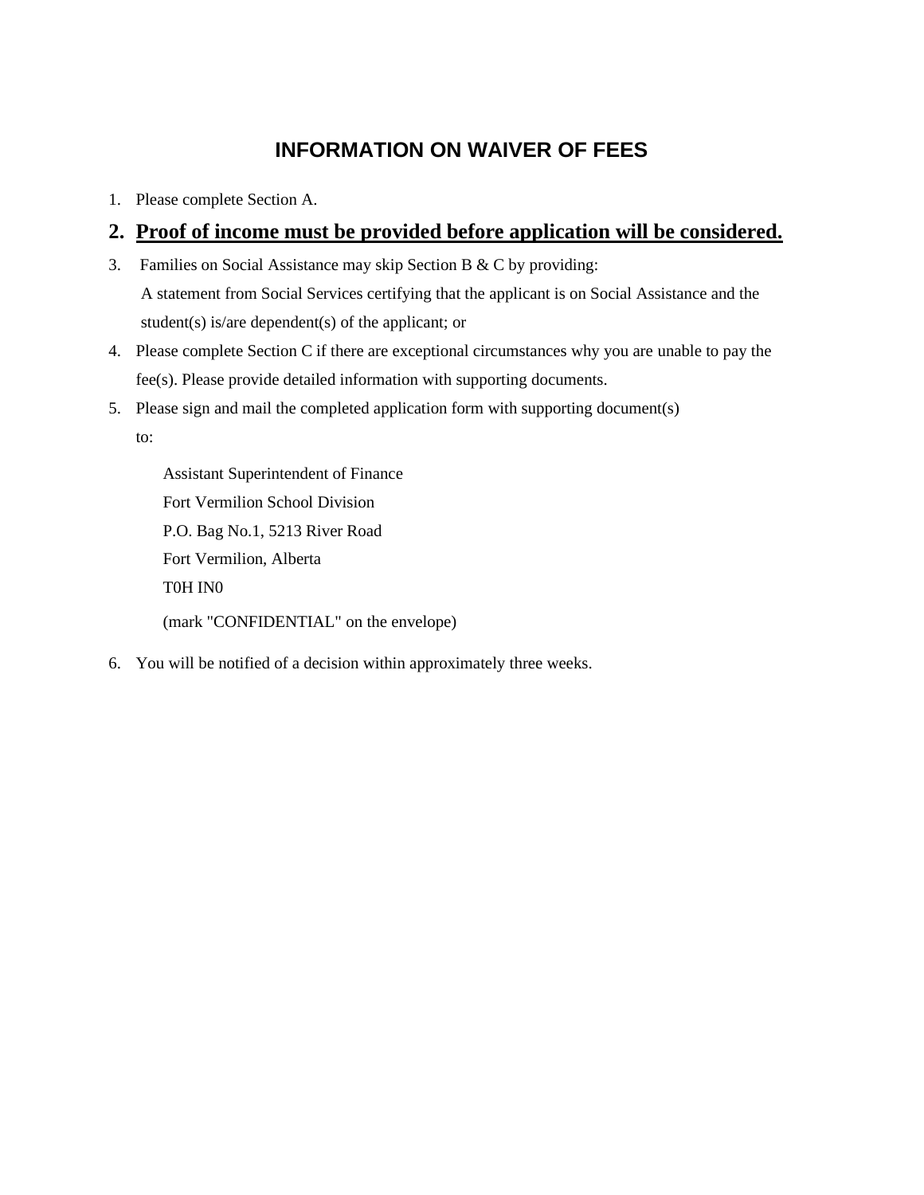# INFORMATION ON WAIVER OF FEES

1. Please complete Section A.
2. **Proof of income must be provided before application will be considered.**
3. Families on Social Assistance may skip Section B & C by providing:
   A statement from Social Services certifying that the applicant is on Social Assistance and the student(s) is/are dependent(s) of the applicant; or
4. Please complete Section C if there are exceptional circumstances why you are unable to pay the fee(s). Please provide detailed information with supporting documents.
5. Please sign and mail the completed application form with supporting document(s) to:

   Assistant Superintendent of Finance
   Fort Vermilion School Division
   P.O. Bag No.1, 5213 River Road
   Fort Vermilion, Alberta
   T0H IN0

   (mark "CONFIDENTIAL" on the envelope)

6. You will be notified of a decision within approximately three weeks.